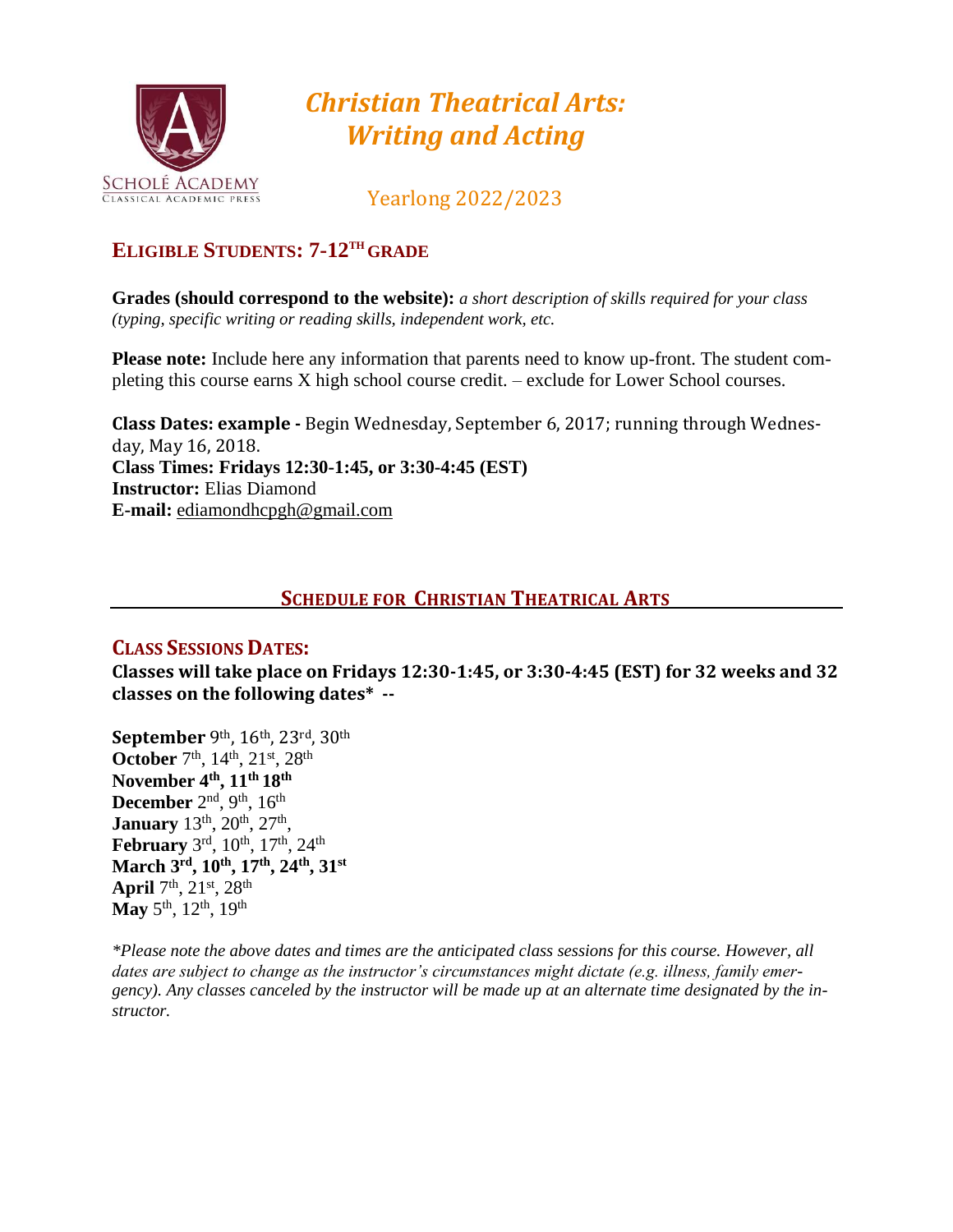# *Christian Theatrical Arts: Writing and Acting*

Scholé Academy
Classical Academic Press

Yearlong 2022/2023

## Eligible Students: 7-12th grade

**Grades (should correspond to the website):** *a short description of skills required for your class (typing, specific writing or reading skills, independent work, etc.*

**Please note:** Include here any information that parents need to know up-front. The student completing this course earns X high school course credit. – exclude for Lower School courses.

**Class Dates: example -** Begin Wednesday, September 6, 2017; running through Wednesday, May 16, 2018.
**Class Times: Fridays 12:30-1:45, or 3:30-4:45 (EST)**
**Instructor:** Elias Diamond
**E-mail:** ediamondhcpgh@gmail.com

## Schedule for Christian Theatrical Arts

### Class Sessions Dates:

**Classes will take place on Fridays 12:30-1:45, or 3:30-4:45 (EST) for 32 weeks and 32 classes on the following dates\* --**

**September** 9th, 16th, 23rd, 30th
**October** 7th, 14th, 21st, 28th
**November 4th, 11th 18th**
**December** 2nd, 9th, 16th
**January** 13th, 20th, 27th,
**February** 3rd, 10th, 17th, 24th
**March 3rd, 10th, 17th, 24th, 31st**
**April** 7th, 21st, 28th
**May** 5th, 12th, 19th

*\*Please note the above dates and times are the anticipated class sessions for this course. However, all dates are subject to change as the instructor's circumstances might dictate (e.g. illness, family emergency). Any classes canceled by the instructor will be made up at an alternate time designated by the instructor.*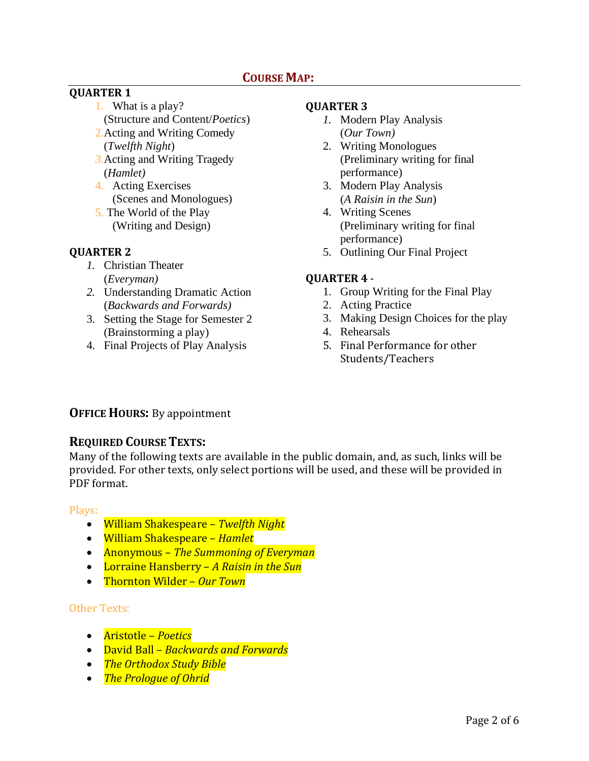## COURSE MAP:

**QUARTER 1**

1. What is a play?
   (Structure and Content/*Poetics*)
2. Acting and Writing Comedy
   (*Twelfth Night*)
3. Acting and Writing Tragedy
   (*Hamlet)*
4. Acting Exercises
   (Scenes and Monologues)
5. The World of the Play
   (Writing and Design)

**QUARTER 2**

1. Christian Theater
   (*Everyman)*
2. Understanding Dramatic Action
   (*Backwards and Forwards)*
3. Setting the Stage for Semester 2
   (Brainstorming a play)
4. Final Projects of Play Analysis

**QUARTER 3**

1. Modern Play Analysis
   (*Our Town)*
2. Writing Monologues
   (Preliminary writing for final performance)
3. Modern Play Analysis
   (*A Raisin in the Sun*)
4. Writing Scenes
   (Preliminary writing for final performance)
5. Outlining Our Final Project

**QUARTER 4 -**

1. Group Writing for the Final Play
2. Acting Practice
3. Making Design Choices for the play
4. Rehearsals
5. Final Performance for other Students/Teachers

**OFFICE HOURS:** By appointment

### REQUIRED COURSE TEXTS:

Many of the following texts are available in the public domain, and, as such, links will be provided. For other texts, only select portions will be used, and these will be provided in PDF format.

Plays:

- William Shakespeare – *Twelfth Night*
- William Shakespeare – *Hamlet*
- Anonymous – *The Summoning of Everyman*
- Lorraine Hansberry – *A Raisin in the Sun*
- Thornton Wilder – *Our Town*

Other Texts:

- Aristotle – *Poetics*
- David Ball – *Backwards and Forwards*
- *The Orthodox Study Bible*
- *The Prologue of Ohrid*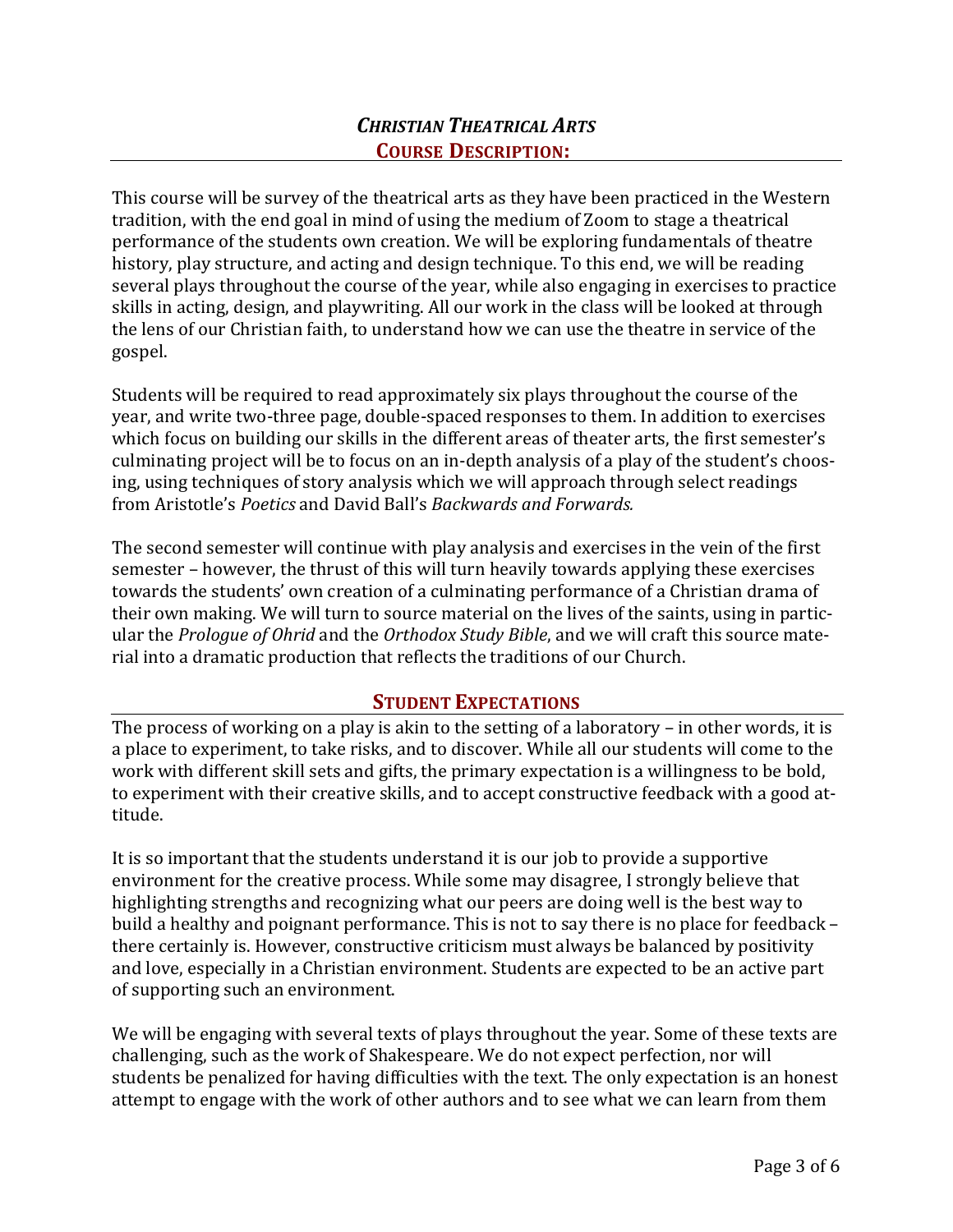# *Christian Theatrical Arts*

## Course Description:

This course will be survey of the theatrical arts as they have been practiced in the Western tradition, with the end goal in mind of using the medium of Zoom to stage a theatrical performance of the students own creation. We will be exploring fundamentals of theatre history, play structure, and acting and design technique. To this end, we will be reading several plays throughout the course of the year, while also engaging in exercises to practice skills in acting, design, and playwriting. All our work in the class will be looked at through the lens of our Christian faith, to understand how we can use the theatre in service of the gospel.

Students will be required to read approximately six plays throughout the course of the year, and write two-three page, double-spaced responses to them. In addition to exercises which focus on building our skills in the different areas of theater arts, the first semester's culminating project will be to focus on an in-depth analysis of a play of the student's choosing, using techniques of story analysis which we will approach through select readings from Aristotle's *Poetics* and David Ball's *Backwards and Forwards.*

The second semester will continue with play analysis and exercises in the vein of the first semester – however, the thrust of this will turn heavily towards applying these exercises towards the students' own creation of a culminating performance of a Christian drama of their own making. We will turn to source material on the lives of the saints, using in particular the *Prologue of Ohrid* and the *Orthodox Study Bible*, and we will craft this source material into a dramatic production that reflects the traditions of our Church.

## Student Expectations

The process of working on a play is akin to the setting of a laboratory – in other words, it is a place to experiment, to take risks, and to discover. While all our students will come to the work with different skill sets and gifts, the primary expectation is a willingness to be bold, to experiment with their creative skills, and to accept constructive feedback with a good attitude.

It is so important that the students understand it is our job to provide a supportive environment for the creative process. While some may disagree, I strongly believe that highlighting strengths and recognizing what our peers are doing well is the best way to build a healthy and poignant performance. This is not to say there is no place for feedback – there certainly is. However, constructive criticism must always be balanced by positivity and love, especially in a Christian environment. Students are expected to be an active part of supporting such an environment.

We will be engaging with several texts of plays throughout the year. Some of these texts are challenging, such as the work of Shakespeare. We do not expect perfection, nor will students be penalized for having difficulties with the text. The only expectation is an honest attempt to engage with the work of other authors and to see what we can learn from them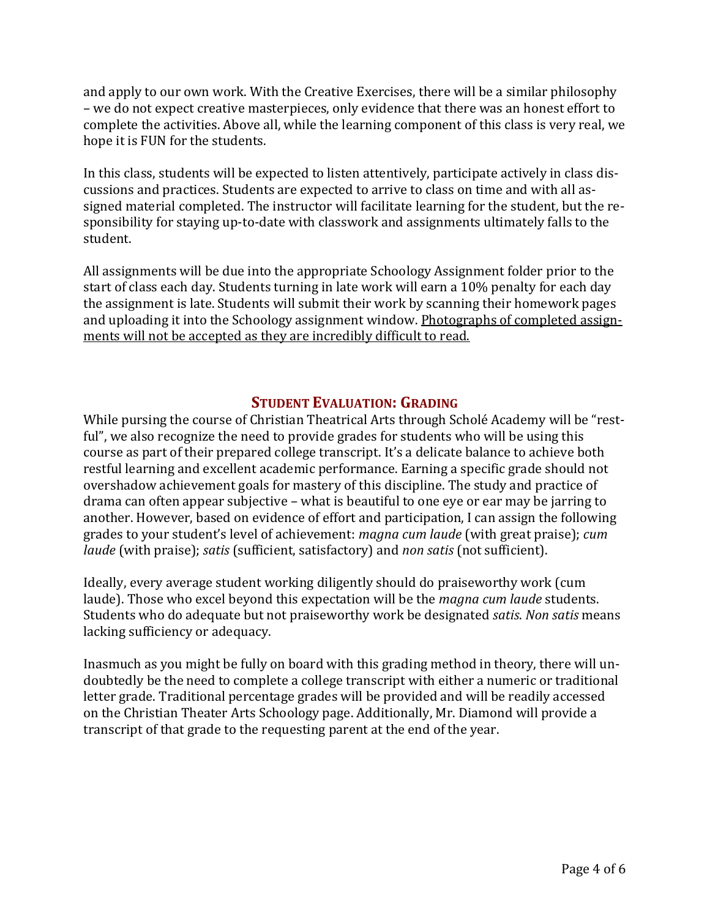and apply to our own work. With the Creative Exercises, there will be a similar philosophy – we do not expect creative masterpieces, only evidence that there was an honest effort to complete the activities. Above all, while the learning component of this class is very real, we hope it is FUN for the students.

In this class, students will be expected to listen attentively, participate actively in class discussions and practices. Students are expected to arrive to class on time and with all assigned material completed. The instructor will facilitate learning for the student, but the responsibility for staying up-to-date with classwork and assignments ultimately falls to the student.

All assignments will be due into the appropriate Schoology Assignment folder prior to the start of class each day. Students turning in late work will earn a 10% penalty for each day the assignment is late. Students will submit their work by scanning their homework pages and uploading it into the Schoology assignment window. <u>Photographs of completed assignments will not be accepted as they are incredibly difficult to read.</u>

## STUDENT EVALUATION: GRADING

While pursing the course of Christian Theatrical Arts through Scholé Academy will be "restful", we also recognize the need to provide grades for students who will be using this course as part of their prepared college transcript. It's a delicate balance to achieve both restful learning and excellent academic performance. Earning a specific grade should not overshadow achievement goals for mastery of this discipline. The study and practice of drama can often appear subjective – what is beautiful to one eye or ear may be jarring to another. However, based on evidence of effort and participation, I can assign the following grades to your student's level of achievement: *magna cum laude* (with great praise); *cum laude* (with praise); *satis* (sufficient, satisfactory) and *non satis* (not sufficient).

Ideally, every average student working diligently should do praiseworthy work (cum laude). Those who excel beyond this expectation will be the *magna cum laude* students. Students who do adequate but not praiseworthy work be designated *satis*. *Non satis* means lacking sufficiency or adequacy.

Inasmuch as you might be fully on board with this grading method in theory, there will undoubtedly be the need to complete a college transcript with either a numeric or traditional letter grade. Traditional percentage grades will be provided and will be readily accessed on the Christian Theater Arts Schoology page. Additionally, Mr. Diamond will provide a transcript of that grade to the requesting parent at the end of the year.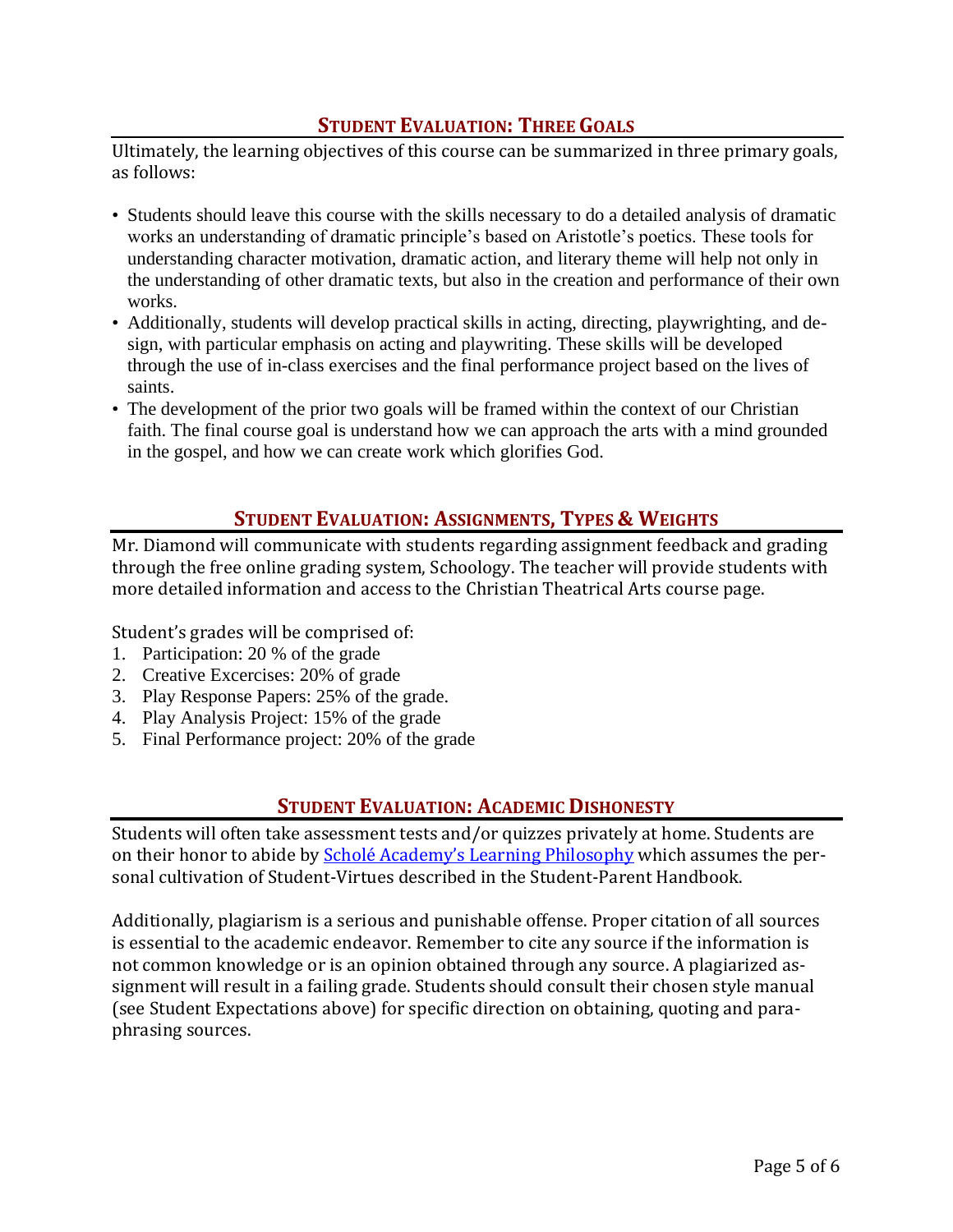## Student Evaluation: Three Goals

Ultimately, the learning objectives of this course can be summarized in three primary goals, as follows:

- Students should leave this course with the skills necessary to do a detailed analysis of dramatic works an understanding of dramatic principle's based on Aristotle's poetics. These tools for understanding character motivation, dramatic action, and literary theme will help not only in the understanding of other dramatic texts, but also in the creation and performance of their own works.
- Additionally, students will develop practical skills in acting, directing, playwrighting, and design, with particular emphasis on acting and playwriting. These skills will be developed through the use of in-class exercises and the final performance project based on the lives of saints.
- The development of the prior two goals will be framed within the context of our Christian faith. The final course goal is understand how we can approach the arts with a mind grounded in the gospel, and how we can create work which glorifies God.

## Student Evaluation: Assignments, Types & Weights

Mr. Diamond will communicate with students regarding assignment feedback and grading through the free online grading system, Schoology. The teacher will provide students with more detailed information and access to the Christian Theatrical Arts course page.

Student's grades will be comprised of:

1. Participation: 20 % of the grade
2. Creative Excercises: 20% of grade
3. Play Response Papers: 25% of the grade.
4. Play Analysis Project: 15% of the grade
5. Final Performance project: 20% of the grade

## Student Evaluation: Academic Dishonesty

Students will often take assessment tests and/or quizzes privately at home. Students are on their honor to abide by Scholé Academy's Learning Philosophy which assumes the personal cultivation of Student-Virtues described in the Student-Parent Handbook.

Additionally, plagiarism is a serious and punishable offense. Proper citation of all sources is essential to the academic endeavor. Remember to cite any source if the information is not common knowledge or is an opinion obtained through any source. A plagiarized assignment will result in a failing grade. Students should consult their chosen style manual (see Student Expectations above) for specific direction on obtaining, quoting and paraphrasing sources.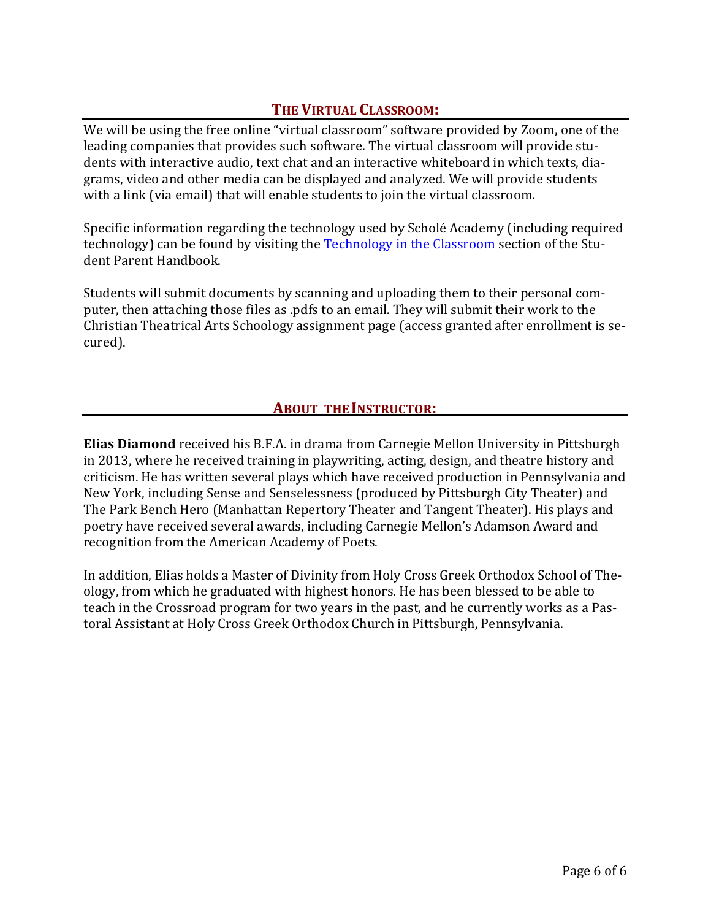## THE VIRTUAL CLASSROOM:

We will be using the free online "virtual classroom" software provided by Zoom, one of the leading companies that provides such software. The virtual classroom will provide students with interactive audio, text chat and an interactive whiteboard in which texts, diagrams, video and other media can be displayed and analyzed. We will provide students with a link (via email) that will enable students to join the virtual classroom.

Specific information regarding the technology used by Scholé Academy (including required technology) can be found by visiting the [Technology in the Classroom]() section of the Student Parent Handbook.

Students will submit documents by scanning and uploading them to their personal computer, then attaching those files as .pdfs to an email. They will submit their work to the Christian Theatrical Arts Schoology assignment page (access granted after enrollment is secured).

## ABOUT THE INSTRUCTOR:

**Elias Diamond** received his B.F.A. in drama from Carnegie Mellon University in Pittsburgh in 2013, where he received training in playwriting, acting, design, and theatre history and criticism. He has written several plays which have received production in Pennsylvania and New York, including Sense and Senselessness (produced by Pittsburgh City Theater) and The Park Bench Hero (Manhattan Repertory Theater and Tangent Theater). His plays and poetry have received several awards, including Carnegie Mellon's Adamson Award and recognition from the American Academy of Poets.

In addition, Elias holds a Master of Divinity from Holy Cross Greek Orthodox School of Theology, from which he graduated with highest honors. He has been blessed to be able to teach in the Crossroad program for two years in the past, and he currently works as a Pastoral Assistant at Holy Cross Greek Orthodox Church in Pittsburgh, Pennsylvania.